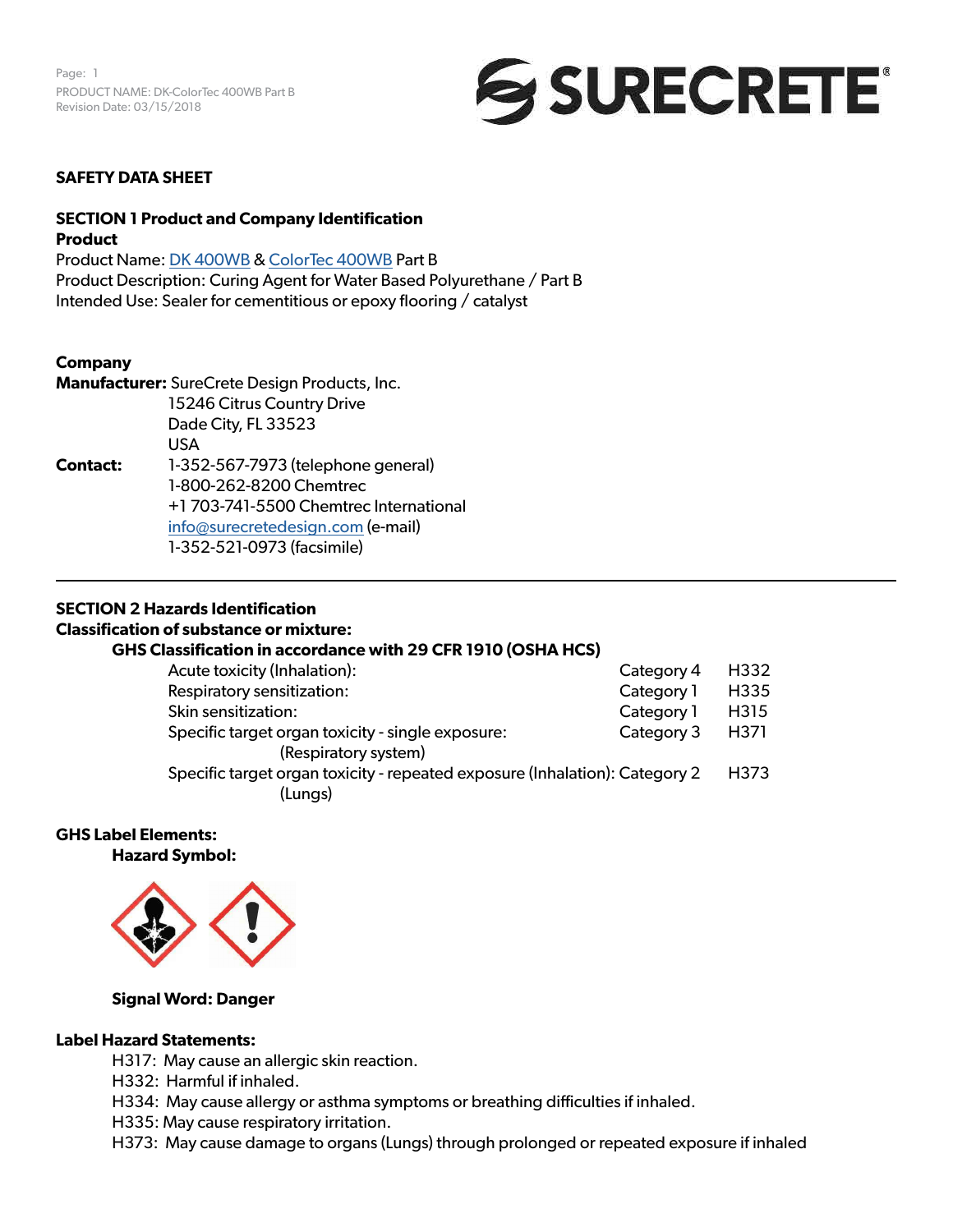**SAFETY DATA SHEET**

## SECTION 1 Product and Company Identification

**Product**

Product Name: DK 400WB & ColorTec 400WB Part B
Product Description: Curing Agent for Water Based Polyurethane / Part B
Intended Use: Sealer for cementitious or epoxy flooring / catalyst

**Company**

**Manufacturer:** SureCrete Design Products, Inc.
15246 Citrus Country Drive
Dade City, FL 33523
USA

**Contact:** 1-352-567-7973 (telephone general)
1-800-262-8200 Chemtrec
+1 703-741-5500 Chemtrec International
info@surecretedesign.com (e-mail)
1-352-521-0973 (facsimile)

---

## SECTION 2 Hazards Identification

**Classification of substance or mixture:**

**GHS Classification in accordance with 29 CFR 1910 (OSHA HCS)**

| | | |
|---|---|---|
| Acute toxicity (Inhalation): | Category 4 | H332 |
| Respiratory sensitization: | Category 1 | H335 |
| Skin sensitization: | Category 1 | H315 |
| Specific target organ toxicity - single exposure: (Respiratory system) | Category 3 | H371 |
| Specific target organ toxicity - repeated exposure (Inhalation): (Lungs) | Category 2 | H373 |

**GHS Label Elements:**

**Hazard Symbol:**

**Signal Word: Danger**

**Label Hazard Statements:**

H317: May cause an allergic skin reaction.
H332: Harmful if inhaled.
H334: May cause allergy or asthma symptoms or breathing difficulties if inhaled.
H335: May cause respiratory irritation.
H373: May cause damage to organs (Lungs) through prolonged or repeated exposure if inhaled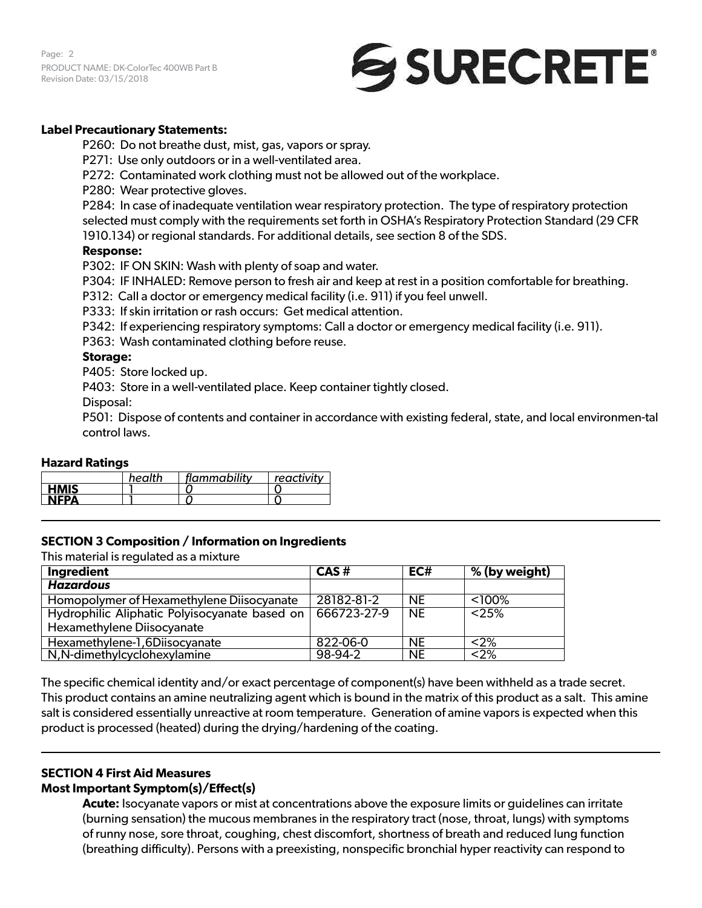**Label Precautionary Statements:**

P260: Do not breathe dust, mist, gas, vapors or spray.

P271: Use only outdoors or in a well-ventilated area.

P272: Contaminated work clothing must not be allowed out of the workplace.

P280: Wear protective gloves.

P284: In case of inadequate ventilation wear respiratory protection. The type of respiratory protection selected must comply with the requirements set forth in OSHA's Respiratory Protection Standard (29 CFR 1910.134) or regional standards. For additional details, see section 8 of the SDS.

**Response:**

P302: IF ON SKIN: Wash with plenty of soap and water.

P304: IF INHALED: Remove person to fresh air and keep at rest in a position comfortable for breathing.

P312: Call a doctor or emergency medical facility (i.e. 911) if you feel unwell.

P333: If skin irritation or rash occurs: Get medical attention.

P342: If experiencing respiratory symptoms: Call a doctor or emergency medical facility (i.e. 911).

P363: Wash contaminated clothing before reuse.

**Storage:**

P405: Store locked up.

P403: Store in a well-ventilated place. Keep container tightly closed.

Disposal:

P501: Dispose of contents and container in accordance with existing federal, state, and local environmen-tal control laws.

**Hazard Ratings**

| | *health* | *flammability* | *reactivity* |
|---|---|---|---|
| **HMIS** | 1 | *0* | 0 |
| **NFPA** | 1 | *0* | 0 |

## SECTION 3 Composition / Information on Ingredients

This material is regulated as a mixture

| Ingredient | CAS # | EC# | % (by weight) |
|---|---|---|---|
| ***Hazardous*** | | | |
| Homopolymer of Hexamethylene Diisocyanate | 28182-81-2 | NE | <100% |
| Hydrophilic Aliphatic Polyisocyanate based on Hexamethylene Diisocyanate | 666723-27-9 | NE | <25% |
| Hexamethylene-1,6Diisocyanate | 822-06-0 | NE | <2% |
| N,N-dimethylcyclohexylamine | 98-94-2 | NE | <2% |

The specific chemical identity and/or exact percentage of component(s) have been withheld as a trade secret. This product contains an amine neutralizing agent which is bound in the matrix of this product as a salt. This amine salt is considered essentially unreactive at room temperature. Generation of amine vapors is expected when this product is processed (heated) during the drying/hardening of the coating.

## SECTION 4 First Aid Measures

**Most Important Symptom(s)/Effect(s)**

**Acute:** Isocyanate vapors or mist at concentrations above the exposure limits or guidelines can irritate (burning sensation) the mucous membranes in the respiratory tract (nose, throat, lungs) with symptoms of runny nose, sore throat, coughing, chest discomfort, shortness of breath and reduced lung function (breathing difficulty). Persons with a preexisting, nonspecific bronchial hyper reactivity can respond to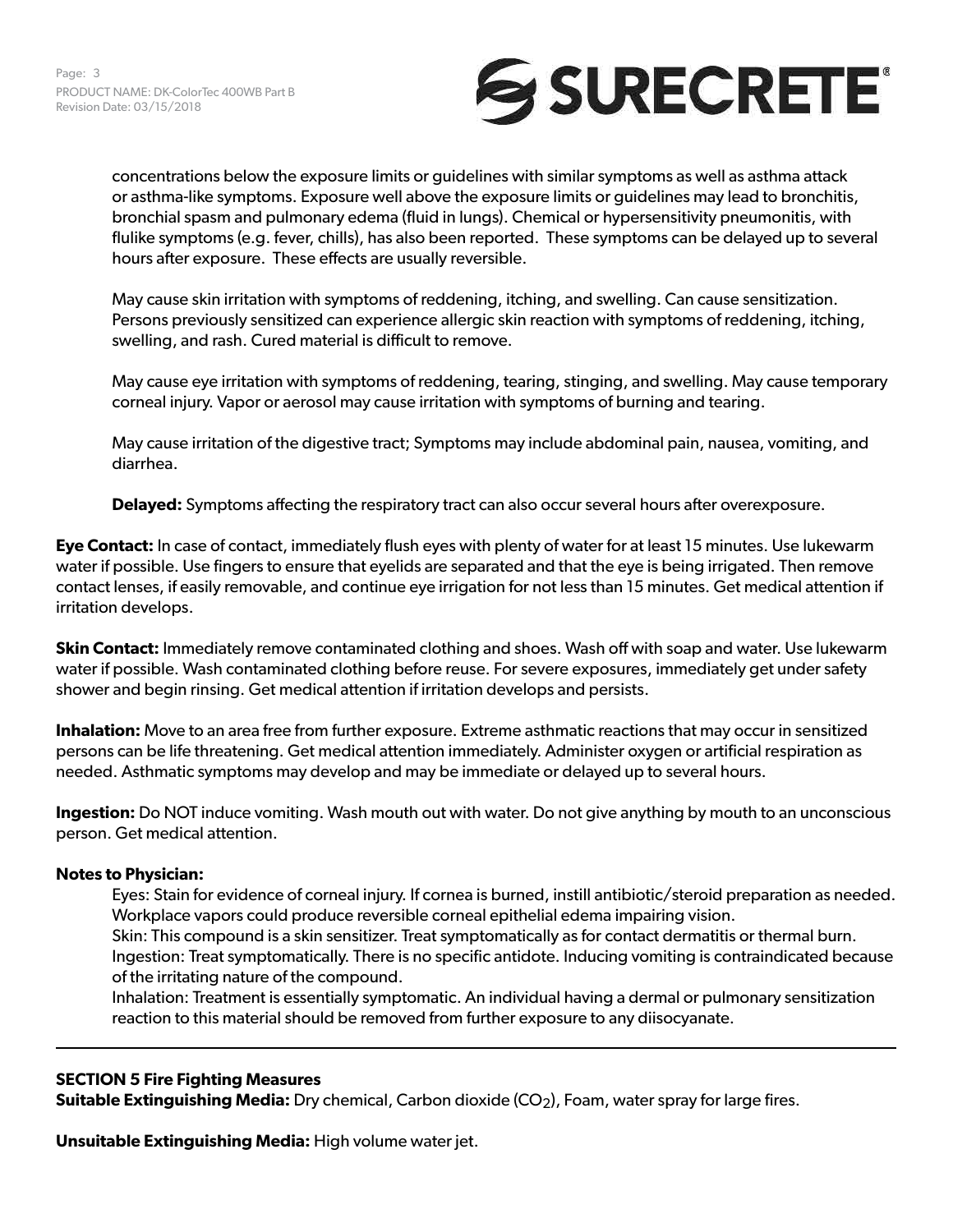concentrations below the exposure limits or guidelines with similar symptoms as well as asthma attack or asthma-like symptoms. Exposure well above the exposure limits or guidelines may lead to bronchitis, bronchial spasm and pulmonary edema (fluid in lungs). Chemical or hypersensitivity pneumonitis, with flulike symptoms (e.g. fever, chills), has also been reported. These symptoms can be delayed up to several hours after exposure. These effects are usually reversible.

May cause skin irritation with symptoms of reddening, itching, and swelling. Can cause sensitization. Persons previously sensitized can experience allergic skin reaction with symptoms of reddening, itching, swelling, and rash. Cured material is difficult to remove.

May cause eye irritation with symptoms of reddening, tearing, stinging, and swelling. May cause temporary corneal injury. Vapor or aerosol may cause irritation with symptoms of burning and tearing.

May cause irritation of the digestive tract; Symptoms may include abdominal pain, nausea, vomiting, and diarrhea.

**Delayed:** Symptoms affecting the respiratory tract can also occur several hours after overexposure.

**Eye Contact:** In case of contact, immediately flush eyes with plenty of water for at least 15 minutes. Use lukewarm water if possible. Use fingers to ensure that eyelids are separated and that the eye is being irrigated. Then remove contact lenses, if easily removable, and continue eye irrigation for not less than 15 minutes. Get medical attention if irritation develops.

**Skin Contact:** Immediately remove contaminated clothing and shoes. Wash off with soap and water. Use lukewarm water if possible. Wash contaminated clothing before reuse. For severe exposures, immediately get under safety shower and begin rinsing. Get medical attention if irritation develops and persists.

**Inhalation:** Move to an area free from further exposure. Extreme asthmatic reactions that may occur in sensitized persons can be life threatening. Get medical attention immediately. Administer oxygen or artificial respiration as needed. Asthmatic symptoms may develop and may be immediate or delayed up to several hours.

**Ingestion:** Do NOT induce vomiting. Wash mouth out with water. Do not give anything by mouth to an unconscious person. Get medical attention.

**Notes to Physician:**

Eyes: Stain for evidence of corneal injury. If cornea is burned, instill antibiotic/steroid preparation as needed. Workplace vapors could produce reversible corneal epithelial edema impairing vision.
Skin: This compound is a skin sensitizer. Treat symptomatically as for contact dermatitis or thermal burn.
Ingestion: Treat symptomatically. There is no specific antidote. Inducing vomiting is contraindicated because of the irritating nature of the compound.
Inhalation: Treatment is essentially symptomatic. An individual having a dermal or pulmonary sensitization reaction to this material should be removed from further exposure to any diisocyanate.

---

## SECTION 5 Fire Fighting Measures

**Suitable Extinguishing Media:** Dry chemical, Carbon dioxide ($CO_2$), Foam, water spray for large fires.

**Unsuitable Extinguishing Media:** High volume water jet.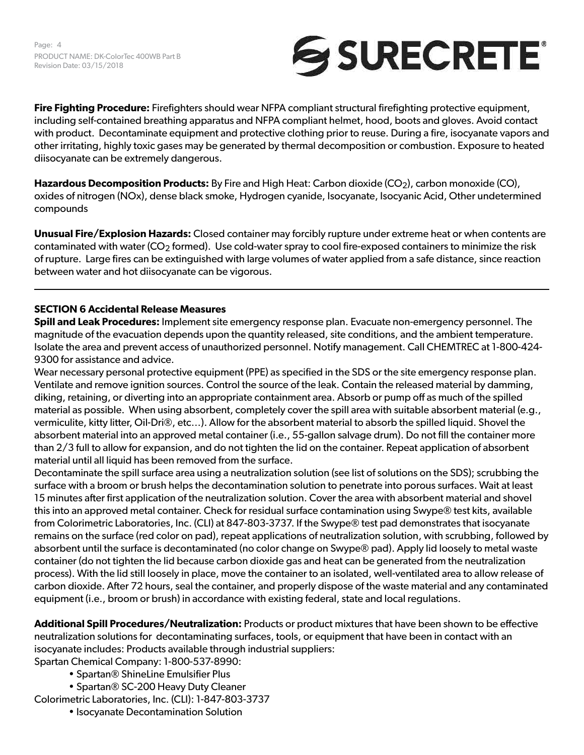**Fire Fighting Procedure:** Firefighters should wear NFPA compliant structural firefighting protective equipment, including self-contained breathing apparatus and NFPA compliant helmet, hood, boots and gloves. Avoid contact with product. Decontaminate equipment and protective clothing prior to reuse. During a fire, isocyanate vapors and other irritating, highly toxic gases may be generated by thermal decomposition or combustion. Exposure to heated diisocyanate can be extremely dangerous.

**Hazardous Decomposition Products:** By Fire and High Heat: Carbon dioxide ($CO_2$), carbon monoxide (CO), oxides of nitrogen (NOx), dense black smoke, Hydrogen cyanide, Isocyanate, Isocyanic Acid, Other undetermined compounds

**Unusual Fire/Explosion Hazards:** Closed container may forcibly rupture under extreme heat or when contents are contaminated with water ($CO_2$ formed). Use cold-water spray to cool fire-exposed containers to minimize the risk of rupture. Large fires can be extinguished with large volumes of water applied from a safe distance, since reaction between water and hot diisocyanate can be vigorous.

---

## SECTION 6 Accidental Release Measures

**Spill and Leak Procedures:** Implement site emergency response plan. Evacuate non-emergency personnel. The magnitude of the evacuation depends upon the quantity released, site conditions, and the ambient temperature. Isolate the area and prevent access of unauthorized personnel. Notify management. Call CHEMTREC at 1-800-424-9300 for assistance and advice.

Wear necessary personal protective equipment (PPE) as specified in the SDS or the site emergency response plan. Ventilate and remove ignition sources. Control the source of the leak. Contain the released material by damming, diking, retaining, or diverting into an appropriate containment area. Absorb or pump off as much of the spilled material as possible. When using absorbent, completely cover the spill area with suitable absorbent material (e.g., vermiculite, kitty litter, Oil-Dri®, etc…). Allow for the absorbent material to absorb the spilled liquid. Shovel the absorbent material into an approved metal container (i.e., 55-gallon salvage drum). Do not fill the container more than 2/3 full to allow for expansion, and do not tighten the lid on the container. Repeat application of absorbent material until all liquid has been removed from the surface.

Decontaminate the spill surface area using a neutralization solution (see list of solutions on the SDS); scrubbing the surface with a broom or brush helps the decontamination solution to penetrate into porous surfaces. Wait at least 15 minutes after first application of the neutralization solution. Cover the area with absorbent material and shovel this into an approved metal container. Check for residual surface contamination using Swype® test kits, available from Colorimetric Laboratories, Inc. (CLI) at 847-803-3737. If the Swype® test pad demonstrates that isocyanate remains on the surface (red color on pad), repeat applications of neutralization solution, with scrubbing, followed by absorbent until the surface is decontaminated (no color change on Swype® pad). Apply lid loosely to metal waste container (do not tighten the lid because carbon dioxide gas and heat can be generated from the neutralization process). With the lid still loosely in place, move the container to an isolated, well-ventilated area to allow release of carbon dioxide. After 72 hours, seal the container, and properly dispose of the waste material and any contaminated equipment (i.e., broom or brush) in accordance with existing federal, state and local regulations.

**Additional Spill Procedures/Neutralization:** Products or product mixtures that have been shown to be effective neutralization solutions for decontaminating surfaces, tools, or equipment that have been in contact with an isocyanate includes: Products available through industrial suppliers:

Spartan Chemical Company: 1-800-537-8990:

- Spartan® ShineLine Emulsifier Plus
- Spartan® SC-200 Heavy Duty Cleaner

Colorimetric Laboratories, Inc. (CLI): 1-847-803-3737

- Isocyanate Decontamination Solution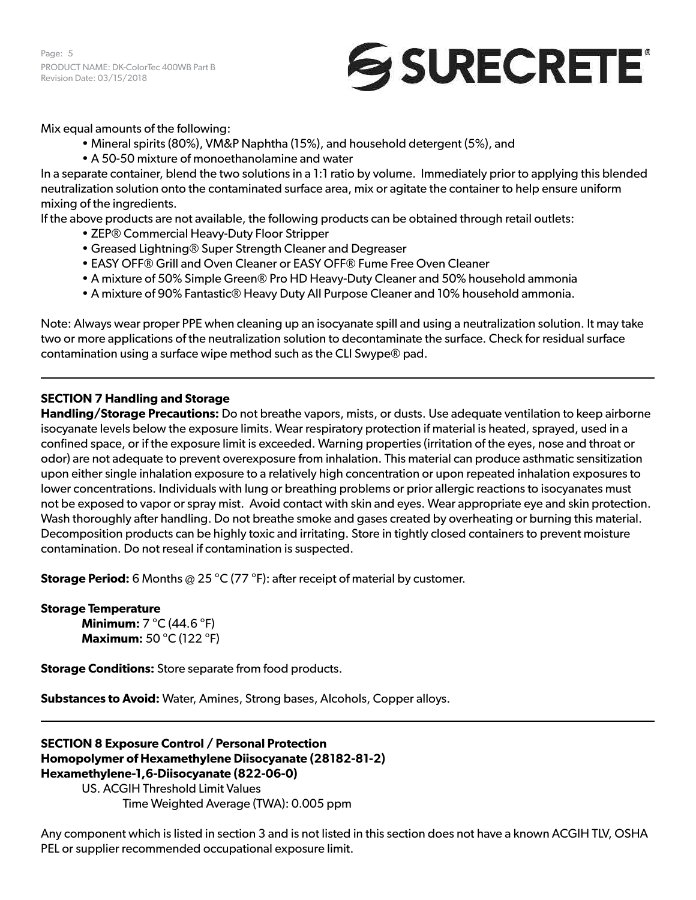Mix equal amounts of the following:

- Mineral spirits (80%), VM&P Naphtha (15%), and household detergent (5%), and
- A 50-50 mixture of monoethanolamine and water

In a separate container, blend the two solutions in a 1:1 ratio by volume. Immediately prior to applying this blended neutralization solution onto the contaminated surface area, mix or agitate the container to help ensure uniform mixing of the ingredients.

If the above products are not available, the following products can be obtained through retail outlets:

- ZEP® Commercial Heavy-Duty Floor Stripper
- Greased Lightning® Super Strength Cleaner and Degreaser
- EASY OFF® Grill and Oven Cleaner or EASY OFF® Fume Free Oven Cleaner
- A mixture of 50% Simple Green® Pro HD Heavy-Duty Cleaner and 50% household ammonia
- A mixture of 90% Fantastic® Heavy Duty All Purpose Cleaner and 10% household ammonia.

Note: Always wear proper PPE when cleaning up an isocyanate spill and using a neutralization solution. It may take two or more applications of the neutralization solution to decontaminate the surface. Check for residual surface contamination using a surface wipe method such as the CLI Swype® pad.

---

## SECTION 7 Handling and Storage

**Handling/Storage Precautions:** Do not breathe vapors, mists, or dusts. Use adequate ventilation to keep airborne isocyanate levels below the exposure limits. Wear respiratory protection if material is heated, sprayed, used in a confined space, or if the exposure limit is exceeded. Warning properties (irritation of the eyes, nose and throat or odor) are not adequate to prevent overexposure from inhalation. This material can produce asthmatic sensitization upon either single inhalation exposure to a relatively high concentration or upon repeated inhalation exposures to lower concentrations. Individuals with lung or breathing problems or prior allergic reactions to isocyanates must not be exposed to vapor or spray mist. Avoid contact with skin and eyes. Wear appropriate eye and skin protection. Wash thoroughly after handling. Do not breathe smoke and gases created by overheating or burning this material. Decomposition products can be highly toxic and irritating. Store in tightly closed containers to prevent moisture contamination. Do not reseal if contamination is suspected.

**Storage Period:** 6 Months @ 25 °C (77 °F): after receipt of material by customer.

**Storage Temperature**

**Minimum:** 7 °C (44.6 °F)
**Maximum:** 50 °C (122 °F)

**Storage Conditions:** Store separate from food products.

**Substances to Avoid:** Water, Amines, Strong bases, Alcohols, Copper alloys.

---

## SECTION 8 Exposure Control / Personal Protection

**Homopolymer of Hexamethylene Diisocyanate (28182-81-2)**
**Hexamethylene-1,6-Diisocyanate (822-06-0)**

US. ACGIH Threshold Limit Values
Time Weighted Average (TWA): 0.005 ppm

Any component which is listed in section 3 and is not listed in this section does not have a known ACGIH TLV, OSHA PEL or supplier recommended occupational exposure limit.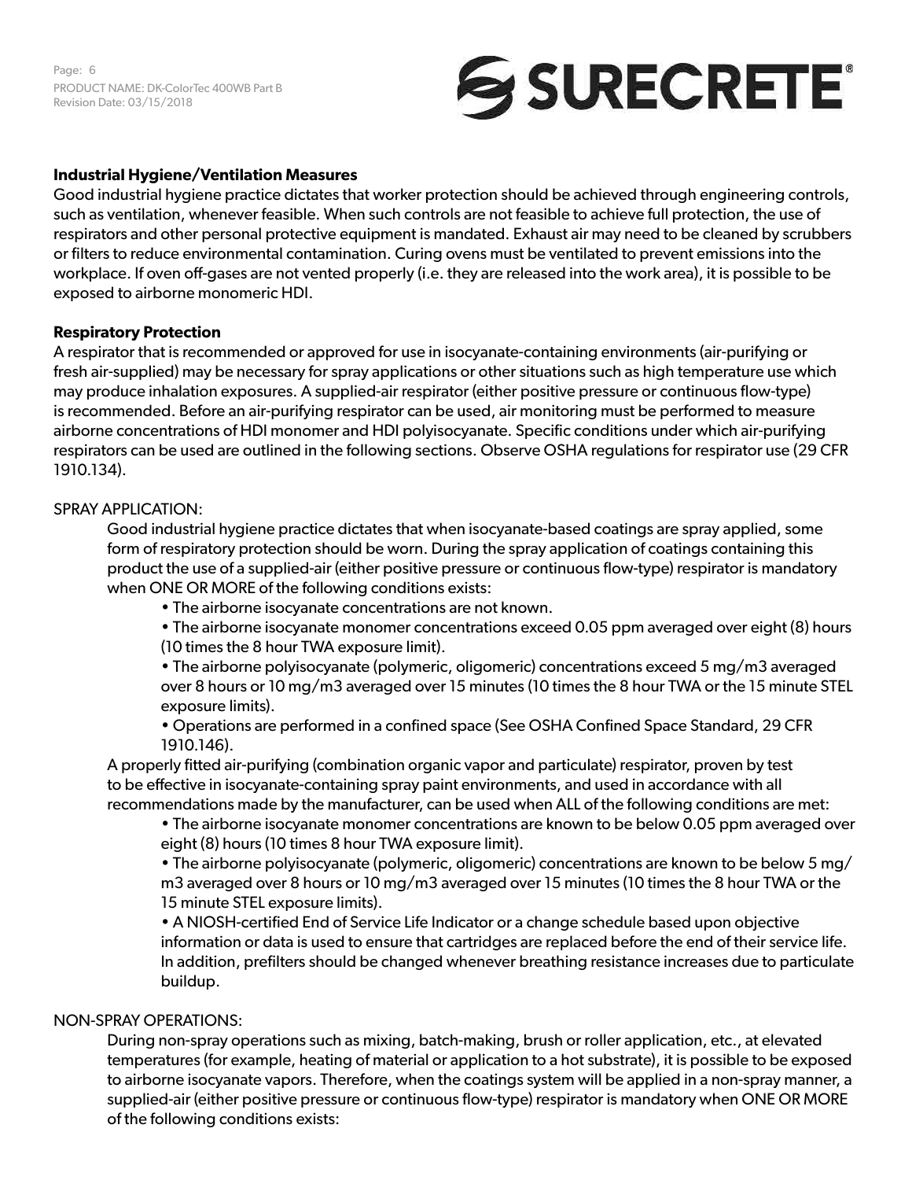**Industrial Hygiene/Ventilation Measures**

Good industrial hygiene practice dictates that worker protection should be achieved through engineering controls, such as ventilation, whenever feasible. When such controls are not feasible to achieve full protection, the use of respirators and other personal protective equipment is mandated. Exhaust air may need to be cleaned by scrubbers or filters to reduce environmental contamination. Curing ovens must be ventilated to prevent emissions into the workplace. If oven off-gases are not vented properly (i.e. they are released into the work area), it is possible to be exposed to airborne monomeric HDI.

**Respiratory Protection**

A respirator that is recommended or approved for use in isocyanate-containing environments (air-purifying or fresh air-supplied) may be necessary for spray applications or other situations such as high temperature use which may produce inhalation exposures. A supplied-air respirator (either positive pressure or continuous flow-type) is recommended. Before an air-purifying respirator can be used, air monitoring must be performed to measure airborne concentrations of HDI monomer and HDI polyisocyanate. Specific conditions under which air-purifying respirators can be used are outlined in the following sections. Observe OSHA regulations for respirator use (29 CFR 1910.134).

SPRAY APPLICATION:

Good industrial hygiene practice dictates that when isocyanate-based coatings are spray applied, some form of respiratory protection should be worn. During the spray application of coatings containing this product the use of a supplied-air (either positive pressure or continuous flow-type) respirator is mandatory when ONE OR MORE of the following conditions exists:

- The airborne isocyanate concentrations are not known.
- The airborne isocyanate monomer concentrations exceed 0.05 ppm averaged over eight (8) hours (10 times the 8 hour TWA exposure limit).
- The airborne polyisocyanate (polymeric, oligomeric) concentrations exceed 5 mg/m3 averaged over 8 hours or 10 mg/m3 averaged over 15 minutes (10 times the 8 hour TWA or the 15 minute STEL exposure limits).
- Operations are performed in a confined space (See OSHA Confined Space Standard, 29 CFR 1910.146).

A properly fitted air-purifying (combination organic vapor and particulate) respirator, proven by test to be effective in isocyanate-containing spray paint environments, and used in accordance with all recommendations made by the manufacturer, can be used when ALL of the following conditions are met:

- The airborne isocyanate monomer concentrations are known to be below 0.05 ppm averaged over eight (8) hours (10 times 8 hour TWA exposure limit).
- The airborne polyisocyanate (polymeric, oligomeric) concentrations are known to be below 5 mg/m3 averaged over 8 hours or 10 mg/m3 averaged over 15 minutes (10 times the 8 hour TWA or the 15 minute STEL exposure limits).
- A NIOSH-certified End of Service Life Indicator or a change schedule based upon objective information or data is used to ensure that cartridges are replaced before the end of their service life. In addition, prefilters should be changed whenever breathing resistance increases due to particulate buildup.

NON-SPRAY OPERATIONS:

During non-spray operations such as mixing, batch-making, brush or roller application, etc., at elevated temperatures (for example, heating of material or application to a hot substrate), it is possible to be exposed to airborne isocyanate vapors. Therefore, when the coatings system will be applied in a non-spray manner, a supplied-air (either positive pressure or continuous flow-type) respirator is mandatory when ONE OR MORE of the following conditions exists: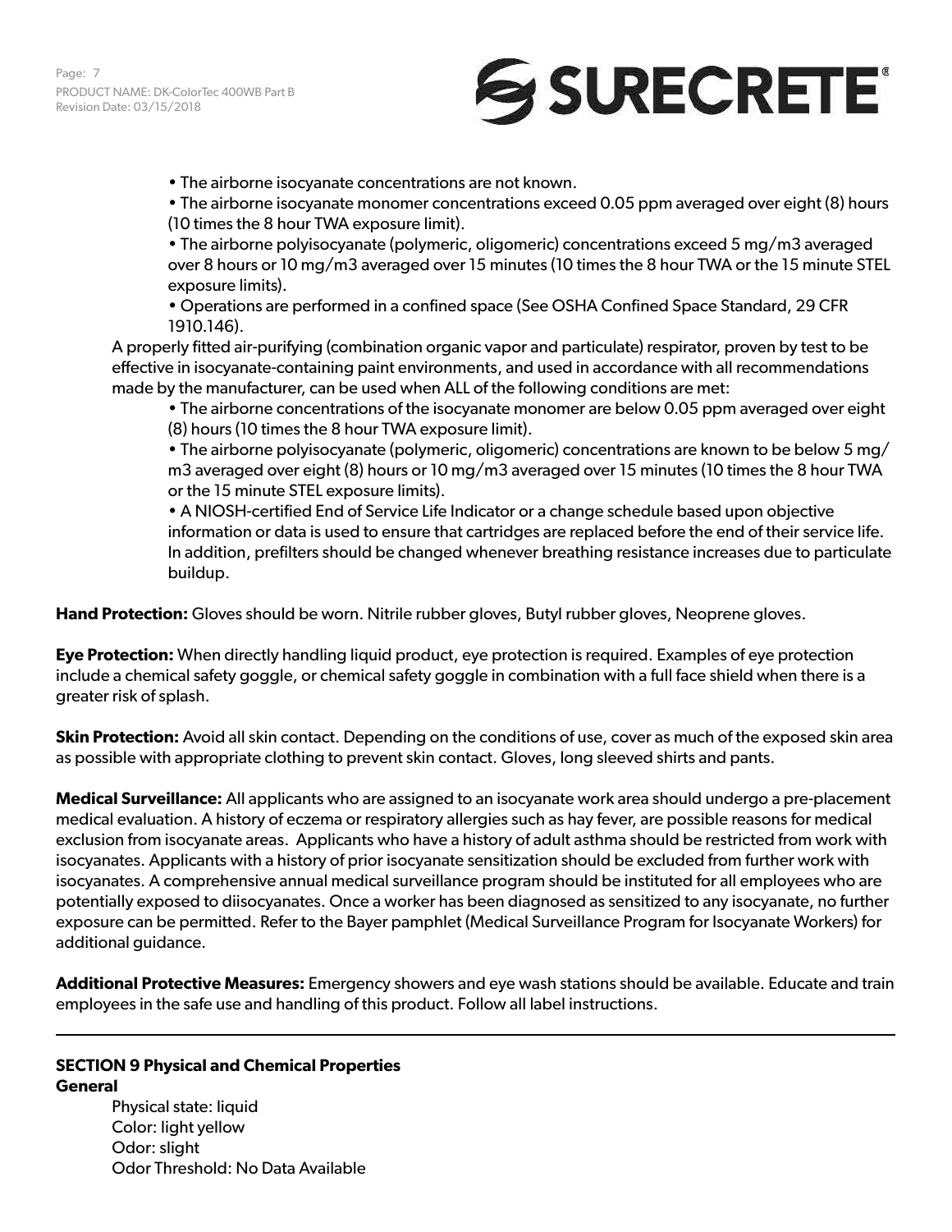- The airborne isocyanate concentrations are not known.
- The airborne isocyanate monomer concentrations exceed 0.05 ppm averaged over eight (8) hours (10 times the 8 hour TWA exposure limit).
- The airborne polyisocyanate (polymeric, oligomeric) concentrations exceed 5 mg/m3 averaged over 8 hours or 10 mg/m3 averaged over 15 minutes (10 times the 8 hour TWA or the 15 minute STEL exposure limits).
- Operations are performed in a confined space (See OSHA Confined Space Standard, 29 CFR 1910.146).

A properly fitted air-purifying (combination organic vapor and particulate) respirator, proven by test to be effective in isocyanate-containing paint environments, and used in accordance with all recommendations made by the manufacturer, can be used when ALL of the following conditions are met:

- The airborne concentrations of the isocyanate monomer are below 0.05 ppm averaged over eight (8) hours (10 times the 8 hour TWA exposure limit).
- The airborne polyisocyanate (polymeric, oligomeric) concentrations are known to be below 5 mg/m3 averaged over eight (8) hours or 10 mg/m3 averaged over 15 minutes (10 times the 8 hour TWA or the 15 minute STEL exposure limits).
- A NIOSH-certified End of Service Life Indicator or a change schedule based upon objective information or data is used to ensure that cartridges are replaced before the end of their service life. In addition, prefilters should be changed whenever breathing resistance increases due to particulate buildup.

**Hand Protection:** Gloves should be worn. Nitrile rubber gloves, Butyl rubber gloves, Neoprene gloves.

**Eye Protection:** When directly handling liquid product, eye protection is required. Examples of eye protection include a chemical safety goggle, or chemical safety goggle in combination with a full face shield when there is a greater risk of splash.

**Skin Protection:** Avoid all skin contact. Depending on the conditions of use, cover as much of the exposed skin area as possible with appropriate clothing to prevent skin contact. Gloves, long sleeved shirts and pants.

**Medical Surveillance:** All applicants who are assigned to an isocyanate work area should undergo a pre-placement medical evaluation. A history of eczema or respiratory allergies such as hay fever, are possible reasons for medical exclusion from isocyanate areas. Applicants who have a history of adult asthma should be restricted from work with isocyanates. Applicants with a history of prior isocyanate sensitization should be excluded from further work with isocyanates. A comprehensive annual medical surveillance program should be instituted for all employees who are potentially exposed to diisocyanates. Once a worker has been diagnosed as sensitized to any isocyanate, no further exposure can be permitted. Refer to the Bayer pamphlet (Medical Surveillance Program for Isocyanate Workers) for additional guidance.

**Additional Protective Measures:** Emergency showers and eye wash stations should be available. Educate and train employees in the safe use and handling of this product. Follow all label instructions.

---

## SECTION 9 Physical and Chemical Properties

**General**

Physical state: liquid
Color: light yellow
Odor: slight
Odor Threshold: No Data Available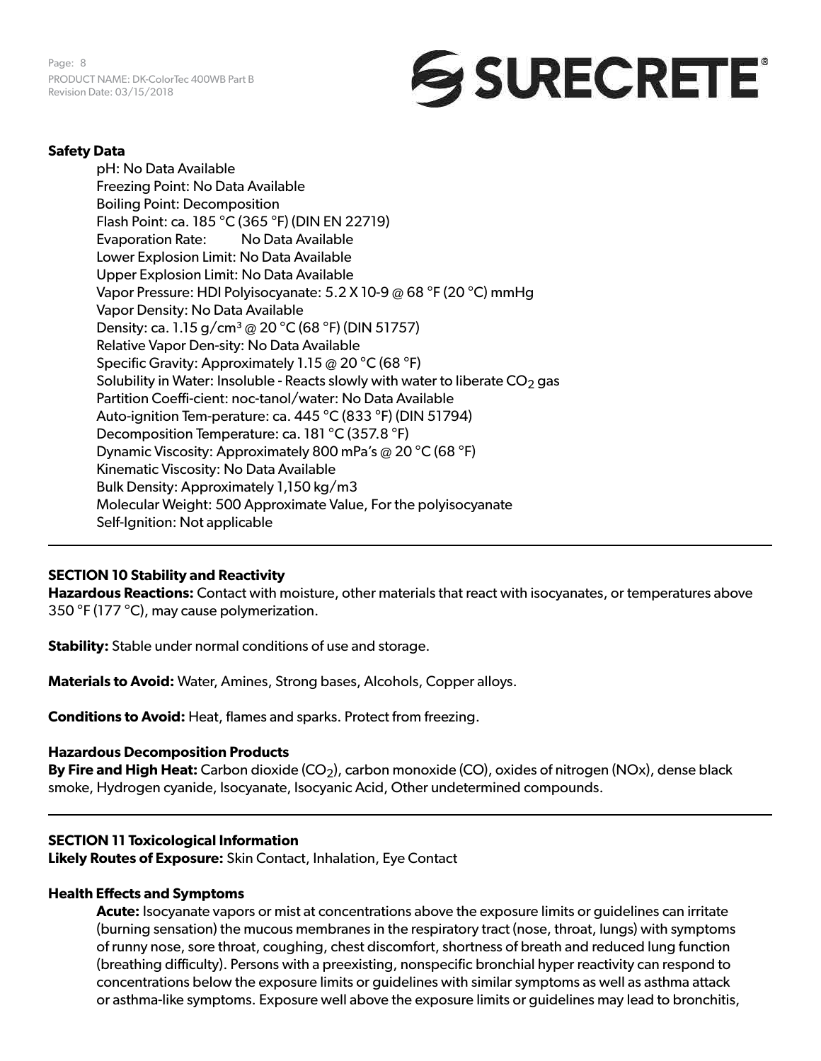**Safety Data**

pH: No Data Available
Freezing Point: No Data Available
Boiling Point: Decomposition
Flash Point: ca. 185 °C (365 °F) (DIN EN 22719)
Evaporation Rate: No Data Available
Lower Explosion Limit: No Data Available
Upper Explosion Limit: No Data Available
Vapor Pressure: HDI Polyisocyanate: 5.2 X 10-9 @ 68 °F (20 °C) mmHg
Vapor Density: No Data Available
Density: ca. 1.15 g/cm³ @ 20 °C (68 °F) (DIN 51757)
Relative Vapor Den-sity: No Data Available
Specific Gravity: Approximately 1.15 @ 20 °C (68 °F)
Solubility in Water: Insoluble - Reacts slowly with water to liberate $CO_2$ gas
Partition Coeffi-cient: noc-tanol/water: No Data Available
Auto-ignition Tem-perature: ca. 445 °C (833 °F) (DIN 51794)
Decomposition Temperature: ca. 181 °C (357.8 °F)
Dynamic Viscosity: Approximately 800 mPa's @ 20 °C (68 °F)
Kinematic Viscosity: No Data Available
Bulk Density: Approximately 1,150 kg/m3
Molecular Weight: 500 Approximate Value, For the polyisocyanate
Self-Ignition: Not applicable

---

## SECTION 10 Stability and Reactivity

**Hazardous Reactions:** Contact with moisture, other materials that react with isocyanates, or temperatures above 350 °F (177 °C), may cause polymerization.

**Stability:** Stable under normal conditions of use and storage.

**Materials to Avoid:** Water, Amines, Strong bases, Alcohols, Copper alloys.

**Conditions to Avoid:** Heat, flames and sparks. Protect from freezing.

**Hazardous Decomposition Products**

**By Fire and High Heat:** Carbon dioxide ($CO_2$), carbon monoxide (CO), oxides of nitrogen (NOx), dense black smoke, Hydrogen cyanide, Isocyanate, Isocyanic Acid, Other undetermined compounds.

---

## SECTION 11 Toxicological Information

**Likely Routes of Exposure:** Skin Contact, Inhalation, Eye Contact

**Health Effects and Symptoms**

**Acute:** Isocyanate vapors or mist at concentrations above the exposure limits or guidelines can irritate (burning sensation) the mucous membranes in the respiratory tract (nose, throat, lungs) with symptoms of runny nose, sore throat, coughing, chest discomfort, shortness of breath and reduced lung function (breathing difficulty). Persons with a preexisting, nonspecific bronchial hyper reactivity can respond to concentrations below the exposure limits or guidelines with similar symptoms as well as asthma attack or asthma-like symptoms. Exposure well above the exposure limits or guidelines may lead to bronchitis,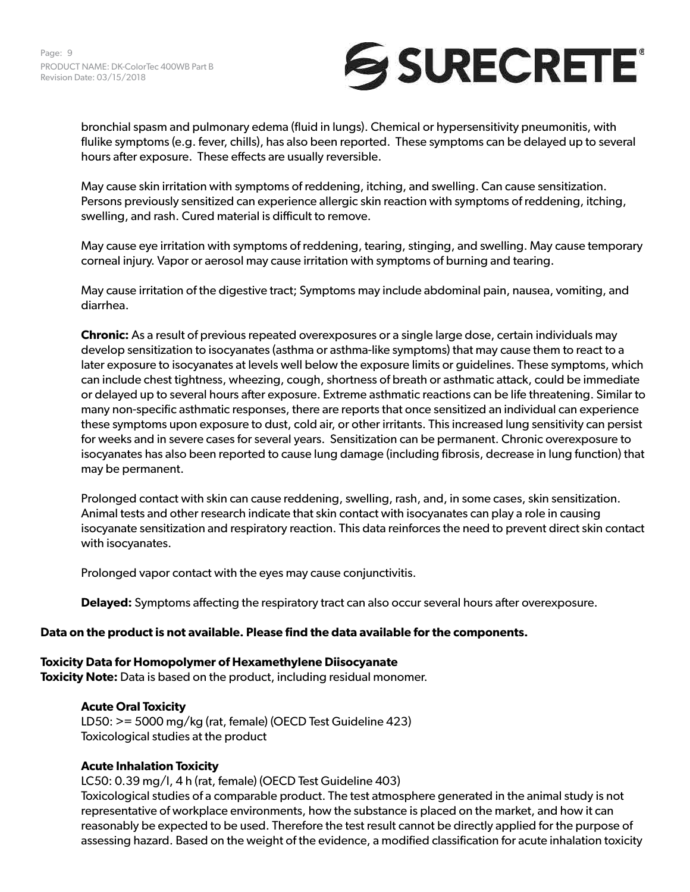bronchial spasm and pulmonary edema (fluid in lungs). Chemical or hypersensitivity pneumonitis, with flulike symptoms (e.g. fever, chills), has also been reported. These symptoms can be delayed up to several hours after exposure. These effects are usually reversible.

May cause skin irritation with symptoms of reddening, itching, and swelling. Can cause sensitization. Persons previously sensitized can experience allergic skin reaction with symptoms of reddening, itching, swelling, and rash. Cured material is difficult to remove.

May cause eye irritation with symptoms of reddening, tearing, stinging, and swelling. May cause temporary corneal injury. Vapor or aerosol may cause irritation with symptoms of burning and tearing.

May cause irritation of the digestive tract; Symptoms may include abdominal pain, nausea, vomiting, and diarrhea.

**Chronic:** As a result of previous repeated overexposures or a single large dose, certain individuals may develop sensitization to isocyanates (asthma or asthma-like symptoms) that may cause them to react to a later exposure to isocyanates at levels well below the exposure limits or guidelines. These symptoms, which can include chest tightness, wheezing, cough, shortness of breath or asthmatic attack, could be immediate or delayed up to several hours after exposure. Extreme asthmatic reactions can be life threatening. Similar to many non-specific asthmatic responses, there are reports that once sensitized an individual can experience these symptoms upon exposure to dust, cold air, or other irritants. This increased lung sensitivity can persist for weeks and in severe cases for several years. Sensitization can be permanent. Chronic overexposure to isocyanates has also been reported to cause lung damage (including fibrosis, decrease in lung function) that may be permanent.

Prolonged contact with skin can cause reddening, swelling, rash, and, in some cases, skin sensitization. Animal tests and other research indicate that skin contact with isocyanates can play a role in causing isocyanate sensitization and respiratory reaction. This data reinforces the need to prevent direct skin contact with isocyanates.

Prolonged vapor contact with the eyes may cause conjunctivitis.

**Delayed:** Symptoms affecting the respiratory tract can also occur several hours after overexposure.

**Data on the product is not available. Please find the data available for the components.**

**Toxicity Data for Homopolymer of Hexamethylene Diisocyanate**
**Toxicity Note:** Data is based on the product, including residual monomer.

**Acute Oral Toxicity**
LD50: >= 5000 mg/kg (rat, female) (OECD Test Guideline 423)
Toxicological studies at the product

**Acute Inhalation Toxicity**
LC50: 0.39 mg/l, 4 h (rat, female) (OECD Test Guideline 403)
Toxicological studies of a comparable product. The test atmosphere generated in the animal study is not representative of workplace environments, how the substance is placed on the market, and how it can reasonably be expected to be used. Therefore the test result cannot be directly applied for the purpose of assessing hazard. Based on the weight of the evidence, a modified classification for acute inhalation toxicity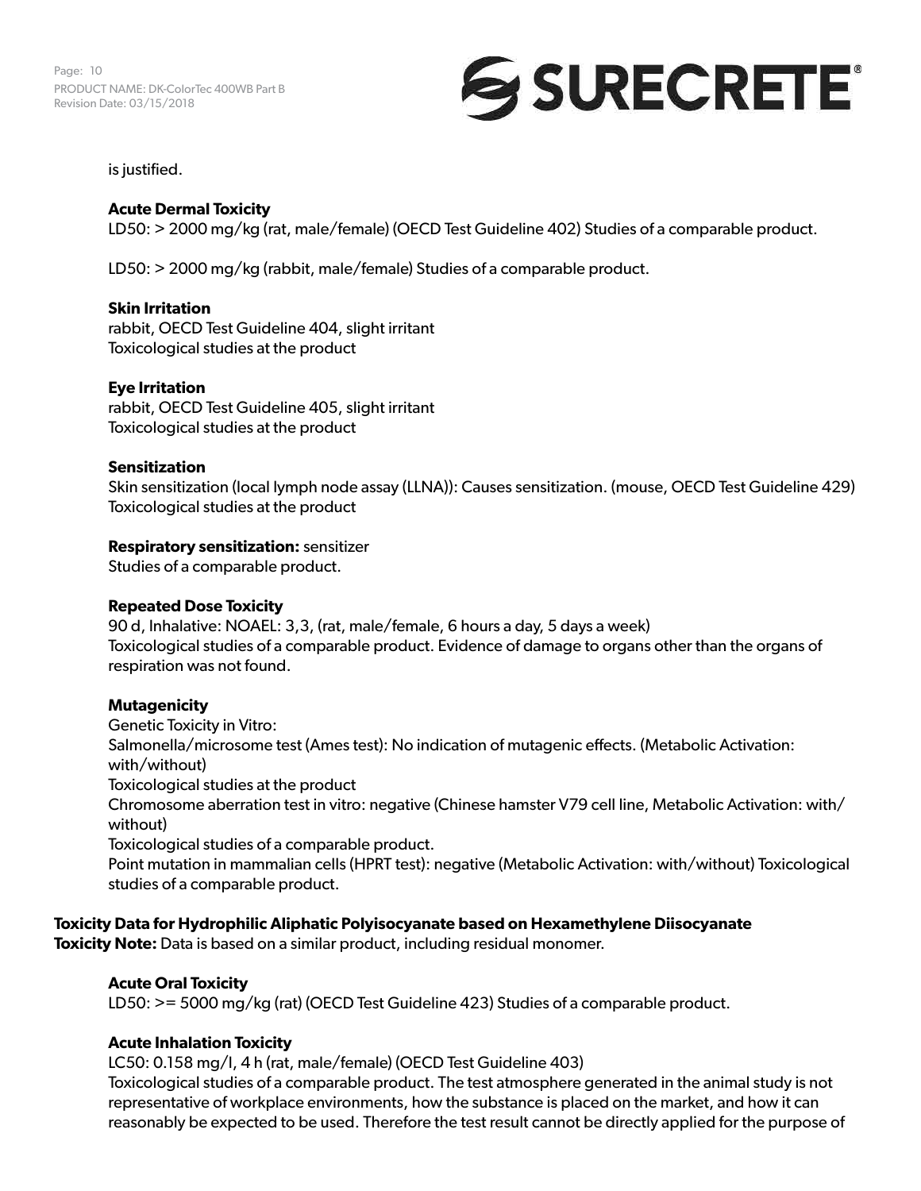is justified.

**Acute Dermal Toxicity**

LD50: > 2000 mg/kg (rat, male/female) (OECD Test Guideline 402) Studies of a comparable product.

LD50: > 2000 mg/kg (rabbit, male/female) Studies of a comparable product.

**Skin Irritation**

rabbit, OECD Test Guideline 404, slight irritant
Toxicological studies at the product

**Eye Irritation**

rabbit, OECD Test Guideline 405, slight irritant
Toxicological studies at the product

**Sensitization**

Skin sensitization (local lymph node assay (LLNA)): Causes sensitization. (mouse, OECD Test Guideline 429)
Toxicological studies at the product

**Respiratory sensitization:** sensitizer
Studies of a comparable product.

**Repeated Dose Toxicity**

90 d, Inhalative: NOAEL: 3,3, (rat, male/female, 6 hours a day, 5 days a week)
Toxicological studies of a comparable product. Evidence of damage to organs other than the organs of respiration was not found.

**Mutagenicity**

Genetic Toxicity in Vitro:
Salmonella/microsome test (Ames test): No indication of mutagenic effects. (Metabolic Activation: with/without)
Toxicological studies at the product
Chromosome aberration test in vitro: negative (Chinese hamster V79 cell line, Metabolic Activation: with/without)
Toxicological studies of a comparable product.
Point mutation in mammalian cells (HPRT test): negative (Metabolic Activation: with/without) Toxicological studies of a comparable product.

**Toxicity Data for Hydrophilic Aliphatic Polyisocyanate based on Hexamethylene Diisocyanate**
**Toxicity Note:** Data is based on a similar product, including residual monomer.

**Acute Oral Toxicity**

LD50: >= 5000 mg/kg (rat) (OECD Test Guideline 423) Studies of a comparable product.

**Acute Inhalation Toxicity**

LC50: 0.158 mg/l, 4 h (rat, male/female) (OECD Test Guideline 403)
Toxicological studies of a comparable product. The test atmosphere generated in the animal study is not representative of workplace environments, how the substance is placed on the market, and how it can reasonably be expected to be used. Therefore the test result cannot be directly applied for the purpose of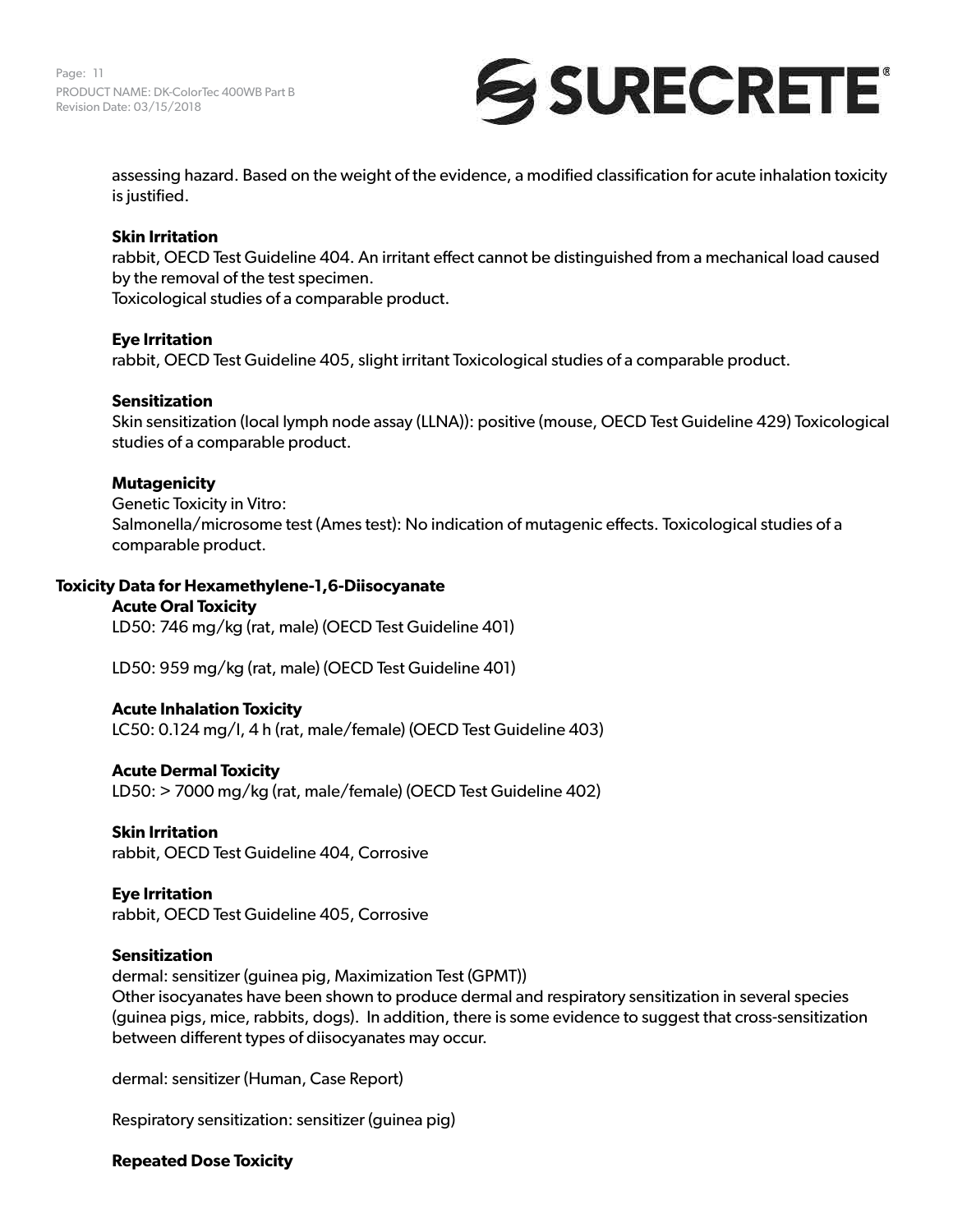assessing hazard. Based on the weight of the evidence, a modified classification for acute inhalation toxicity is justified.

**Skin Irritation**

rabbit, OECD Test Guideline 404. An irritant effect cannot be distinguished from a mechanical load caused by the removal of the test specimen.
Toxicological studies of a comparable product.

**Eye Irritation**

rabbit, OECD Test Guideline 405, slight irritant Toxicological studies of a comparable product.

**Sensitization**

Skin sensitization (local lymph node assay (LLNA)): positive (mouse, OECD Test Guideline 429) Toxicological studies of a comparable product.

**Mutagenicity**

Genetic Toxicity in Vitro:
Salmonella/microsome test (Ames test): No indication of mutagenic effects. Toxicological studies of a comparable product.

## Toxicity Data for Hexamethylene-1,6-Diisocyanate

**Acute Oral Toxicity**

LD50: 746 mg/kg (rat, male) (OECD Test Guideline 401)

LD50: 959 mg/kg (rat, male) (OECD Test Guideline 401)

**Acute Inhalation Toxicity**

LC50: 0.124 mg/l, 4 h (rat, male/female) (OECD Test Guideline 403)

**Acute Dermal Toxicity**

LD50: > 7000 mg/kg (rat, male/female) (OECD Test Guideline 402)

**Skin Irritation**

rabbit, OECD Test Guideline 404, Corrosive

**Eye Irritation**

rabbit, OECD Test Guideline 405, Corrosive

**Sensitization**

dermal: sensitizer (guinea pig, Maximization Test (GPMT))
Other isocyanates have been shown to produce dermal and respiratory sensitization in several species (guinea pigs, mice, rabbits, dogs). In addition, there is some evidence to suggest that cross-sensitization between different types of diisocyanates may occur.

dermal: sensitizer (Human, Case Report)

Respiratory sensitization: sensitizer (guinea pig)

**Repeated Dose Toxicity**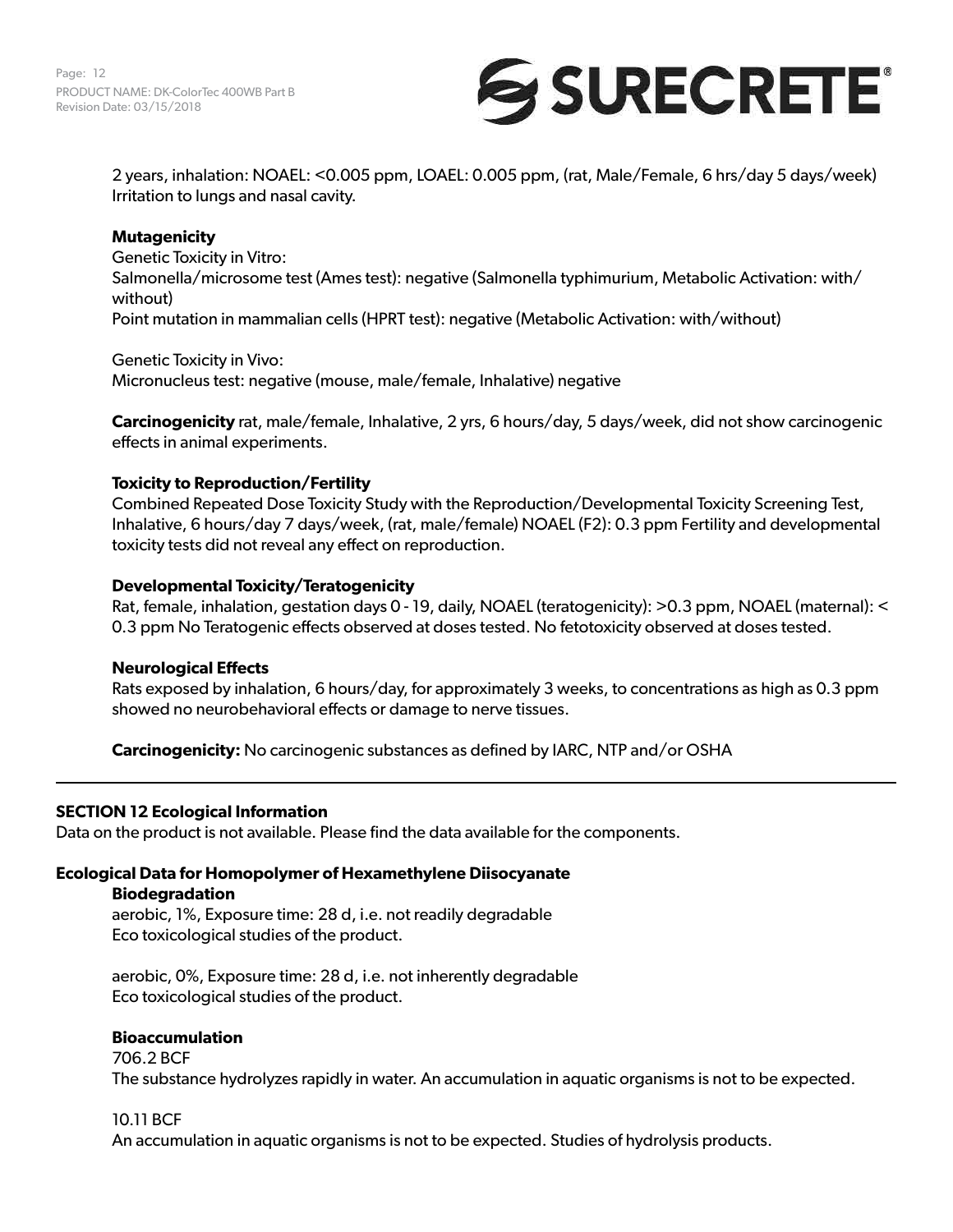2 years, inhalation: NOAEL: <0.005 ppm, LOAEL: 0.005 ppm, (rat, Male/Female, 6 hrs/day 5 days/week) Irritation to lungs and nasal cavity.

**Mutagenicity**

Genetic Toxicity in Vitro:
Salmonella/microsome test (Ames test): negative (Salmonella typhimurium, Metabolic Activation: with/without)
Point mutation in mammalian cells (HPRT test): negative (Metabolic Activation: with/without)

Genetic Toxicity in Vivo:
Micronucleus test: negative (mouse, male/female, Inhalative) negative

**Carcinogenicity** rat, male/female, Inhalative, 2 yrs, 6 hours/day, 5 days/week, did not show carcinogenic effects in animal experiments.

**Toxicity to Reproduction/Fertility**

Combined Repeated Dose Toxicity Study with the Reproduction/Developmental Toxicity Screening Test, Inhalative, 6 hours/day 7 days/week, (rat, male/female) NOAEL (F2): 0.3 ppm Fertility and developmental toxicity tests did not reveal any effect on reproduction.

**Developmental Toxicity/Teratogenicity**

Rat, female, inhalation, gestation days 0 - 19, daily, NOAEL (teratogenicity): >0.3 ppm, NOAEL (maternal): < 0.3 ppm No Teratogenic effects observed at doses tested. No fetotoxicity observed at doses tested.

**Neurological Effects**

Rats exposed by inhalation, 6 hours/day, for approximately 3 weeks, to concentrations as high as 0.3 ppm showed no neurobehavioral effects or damage to nerve tissues.

**Carcinogenicity:** No carcinogenic substances as defined by IARC, NTP and/or OSHA

---

## SECTION 12 Ecological Information

Data on the product is not available. Please find the data available for the components.

### Ecological Data for Homopolymer of Hexamethylene Diisocyanate

**Biodegradation**

aerobic, 1%, Exposure time: 28 d, i.e. not readily degradable
Eco toxicological studies of the product.

aerobic, 0%, Exposure time: 28 d, i.e. not inherently degradable
Eco toxicological studies of the product.

**Bioaccumulation**

706.2 BCF
The substance hydrolyzes rapidly in water. An accumulation in aquatic organisms is not to be expected.

10.11 BCF
An accumulation in aquatic organisms is not to be expected. Studies of hydrolysis products.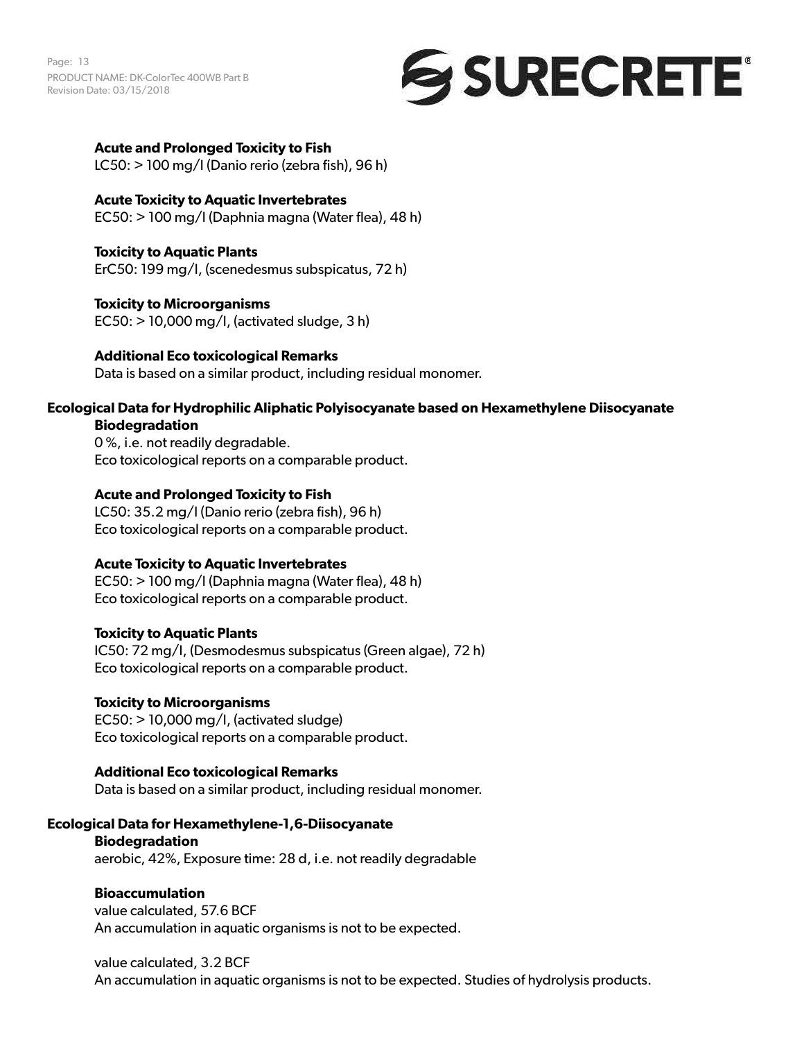**Acute and Prolonged Toxicity to Fish**
LC50: > 100 mg/l (Danio rerio (zebra fish), 96 h)

**Acute Toxicity to Aquatic Invertebrates**
EC50: > 100 mg/l (Daphnia magna (Water flea), 48 h)

**Toxicity to Aquatic Plants**
ErC50: 199 mg/l, (scenedesmus subspicatus, 72 h)

**Toxicity to Microorganisms**
EC50: > 10,000 mg/l, (activated sludge, 3 h)

**Additional Eco toxicological Remarks**
Data is based on a similar product, including residual monomer.

**Ecological Data for Hydrophilic Aliphatic Polyisocyanate based on Hexamethylene Diisocyanate**

**Biodegradation**
0 %, i.e. not readily degradable.
Eco toxicological reports on a comparable product.

**Acute and Prolonged Toxicity to Fish**
LC50: 35.2 mg/l (Danio rerio (zebra fish), 96 h)
Eco toxicological reports on a comparable product.

**Acute Toxicity to Aquatic Invertebrates**
EC50: > 100 mg/l (Daphnia magna (Water flea), 48 h)
Eco toxicological reports on a comparable product.

**Toxicity to Aquatic Plants**
IC50: 72 mg/l, (Desmodesmus subspicatus (Green algae), 72 h)
Eco toxicological reports on a comparable product.

**Toxicity to Microorganisms**
EC50: > 10,000 mg/l, (activated sludge)
Eco toxicological reports on a comparable product.

**Additional Eco toxicological Remarks**
Data is based on a similar product, including residual monomer.

**Ecological Data for Hexamethylene-1,6-Diisocyanate**

**Biodegradation**
aerobic, 42%, Exposure time: 28 d, i.e. not readily degradable

**Bioaccumulation**
value calculated, 57.6 BCF
An accumulation in aquatic organisms is not to be expected.

value calculated, 3.2 BCF
An accumulation in aquatic organisms is not to be expected. Studies of hydrolysis products.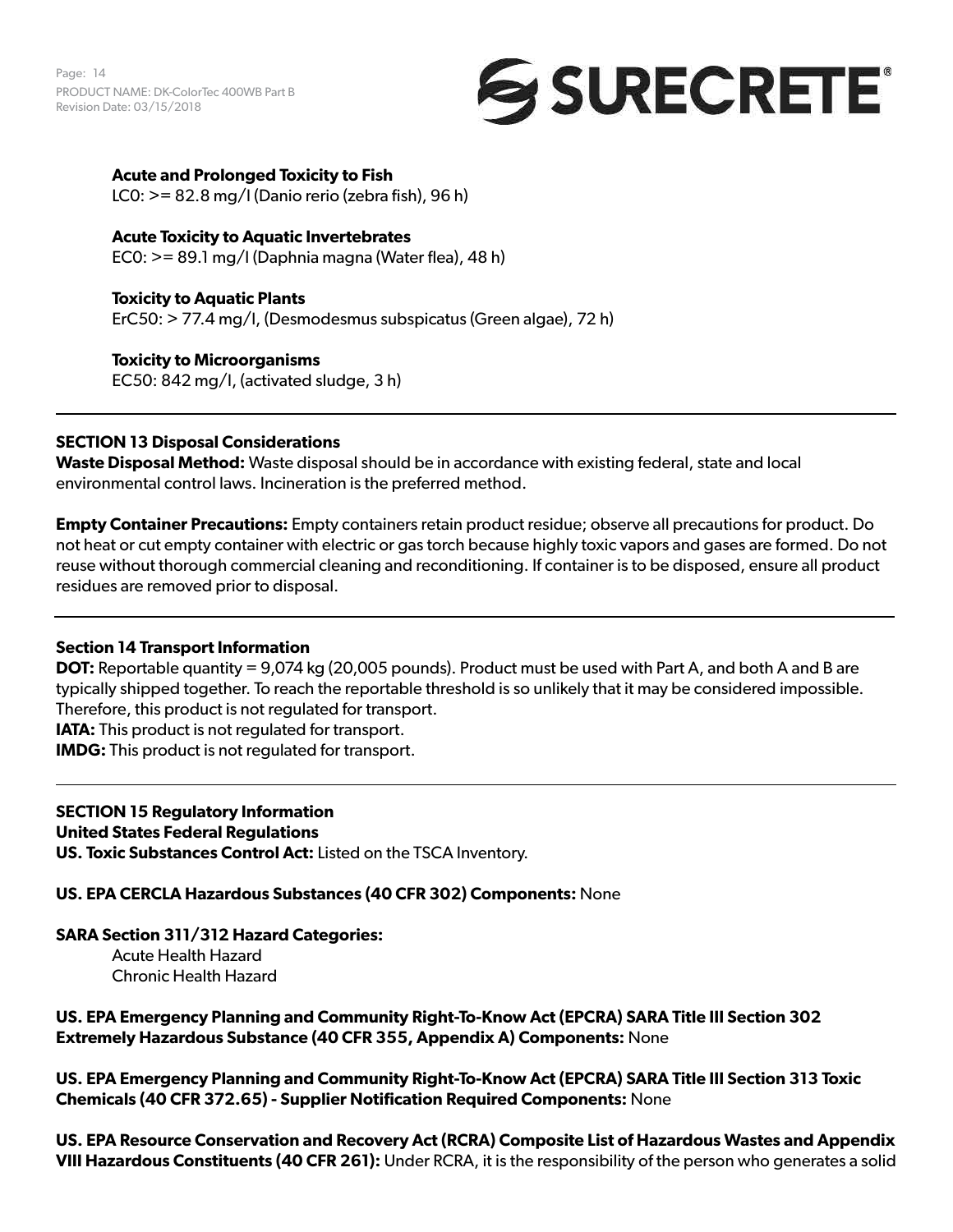**Acute and Prolonged Toxicity to Fish**
LC0: >= 82.8 mg/l (Danio rerio (zebra fish), 96 h)

**Acute Toxicity to Aquatic Invertebrates**
EC0: >= 89.1 mg/l (Daphnia magna (Water flea), 48 h)

**Toxicity to Aquatic Plants**
ErC50: > 77.4 mg/l, (Desmodesmus subspicatus (Green algae), 72 h)

**Toxicity to Microorganisms**
EC50: 842 mg/l, (activated sludge, 3 h)

---

**SECTION 13 Disposal Considerations**

**Waste Disposal Method:** Waste disposal should be in accordance with existing federal, state and local environmental control laws. Incineration is the preferred method.

**Empty Container Precautions:** Empty containers retain product residue; observe all precautions for product. Do not heat or cut empty container with electric or gas torch because highly toxic vapors and gases are formed. Do not reuse without thorough commercial cleaning and reconditioning. If container is to be disposed, ensure all product residues are removed prior to disposal.

---

**Section 14 Transport Information**

**DOT:** Reportable quantity = 9,074 kg (20,005 pounds). Product must be used with Part A, and both A and B are typically shipped together. To reach the reportable threshold is so unlikely that it may be considered impossible. Therefore, this product is not regulated for transport.
**IATA:** This product is not regulated for transport.
**IMDG:** This product is not regulated for transport.

---

**SECTION 15 Regulatory Information**
**United States Federal Regulations**
**US. Toxic Substances Control Act:** Listed on the TSCA Inventory.

**US. EPA CERCLA Hazardous Substances (40 CFR 302) Components:** None

**SARA Section 311/312 Hazard Categories:**
Acute Health Hazard
Chronic Health Hazard

**US. EPA Emergency Planning and Community Right-To-Know Act (EPCRA) SARA Title III Section 302 Extremely Hazardous Substance (40 CFR 355, Appendix A) Components:** None

**US. EPA Emergency Planning and Community Right-To-Know Act (EPCRA) SARA Title III Section 313 Toxic Chemicals (40 CFR 372.65) - Supplier Notification Required Components:** None

**US. EPA Resource Conservation and Recovery Act (RCRA) Composite List of Hazardous Wastes and Appendix VIII Hazardous Constituents (40 CFR 261):** Under RCRA, it is the responsibility of the person who generates a solid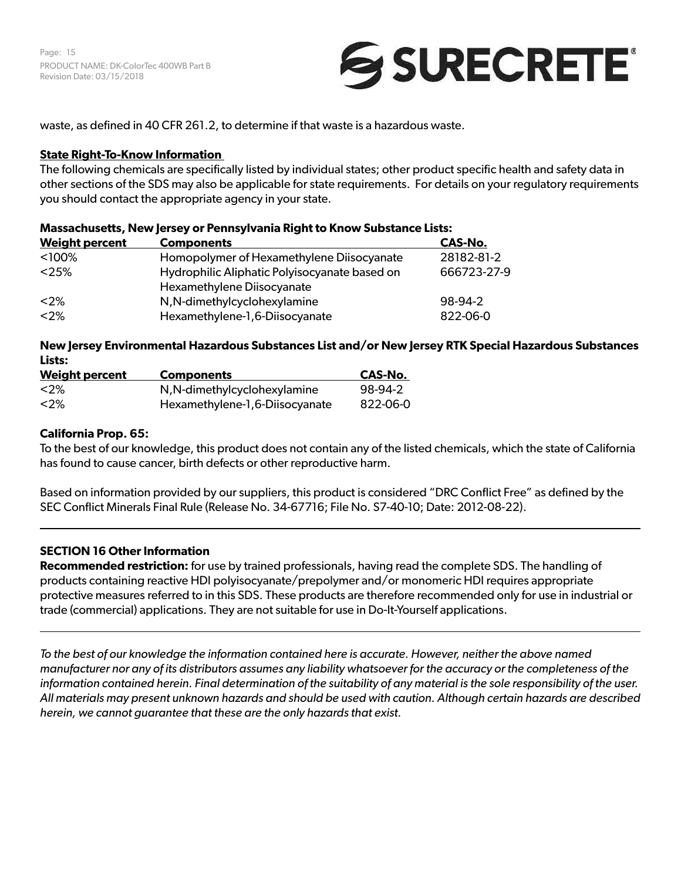waste, as defined in 40 CFR 261.2, to determine if that waste is a hazardous waste.

**State Right-To-Know Information**

The following chemicals are specifically listed by individual states; other product specific health and safety data in other sections of the SDS may also be applicable for state requirements. For details on your regulatory requirements you should contact the appropriate agency in your state.

**Massachusetts, New Jersey or Pennsylvania Right to Know Substance Lists:**

| Weight percent | Components | CAS-No. |
|---|---|---|
| <100% | Homopolymer of Hexamethylene Diisocyanate | 28182-81-2 |
| <25% | Hydrophilic Aliphatic Polyisocyanate based on Hexamethylene Diisocyanate | 666723-27-9 |
| <2% | N,N-dimethylcyclohexylamine | 98-94-2 |
| <2% | Hexamethylene-1,6-Diisocyanate | 822-06-0 |

**New Jersey Environmental Hazardous Substances List and/or New Jersey RTK Special Hazardous Substances Lists:**

| Weight percent | Components | CAS-No. |
|---|---|---|
| <2% | N,N-dimethylcyclohexylamine | 98-94-2 |
| <2% | Hexamethylene-1,6-Diisocyanate | 822-06-0 |

**California Prop. 65:**

To the best of our knowledge, this product does not contain any of the listed chemicals, which the state of California has found to cause cancer, birth defects or other reproductive harm.

Based on information provided by our suppliers, this product is considered "DRC Conflict Free" as defined by the SEC Conflict Minerals Final Rule (Release No. 34-67716; File No. S7-40-10; Date: 2012-08-22).

---

## SECTION 16 Other Information

**Recommended restriction:** for use by trained professionals, having read the complete SDS. The handling of products containing reactive HDI polyisocyanate/prepolymer and/or monomeric HDI requires appropriate protective measures referred to in this SDS. These products are therefore recommended only for use in industrial or trade (commercial) applications. They are not suitable for use in Do-It-Yourself applications.

---

*To the best of our knowledge the information contained here is accurate. However, neither the above named manufacturer nor any of its distributors assumes any liability whatsoever for the accuracy or the completeness of the information contained herein. Final determination of the suitability of any material is the sole responsibility of the user. All materials may present unknown hazards and should be used with caution. Although certain hazards are described herein, we cannot guarantee that these are the only hazards that exist.*